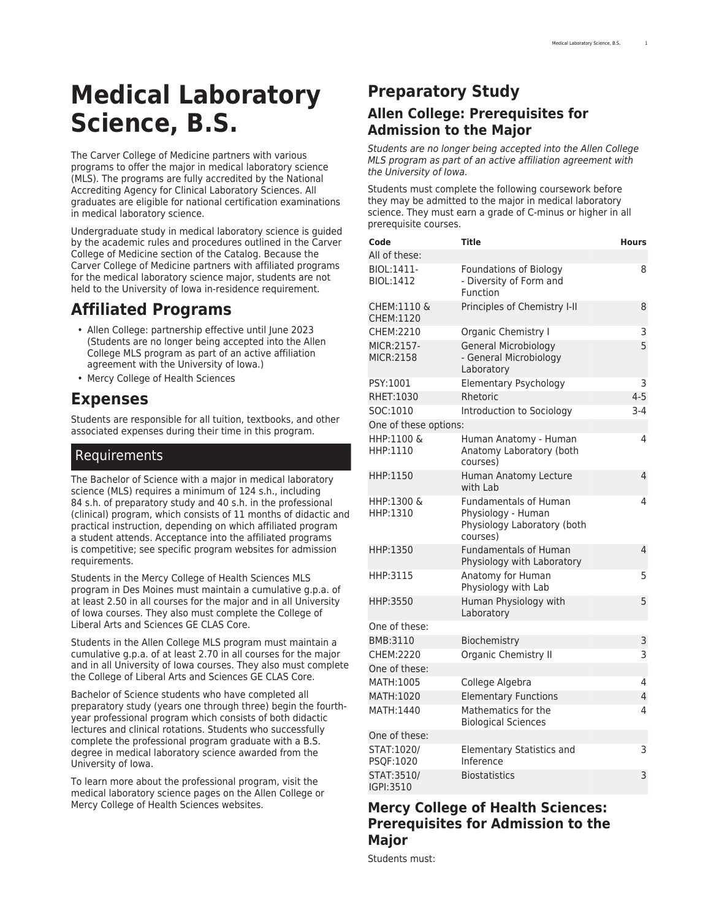# Medical Laboratory Science, B.S.

The Carver College of Medicine partners with various programs to offer the major in medical laboratory science (MLS). The programs are fully accredited by the National Accrediting Agency for Clinical Laboratory Sciences. All graduates are eligible for national certification examinations in medical laboratory science.

Undergraduate study in medical laboratory science is guided by the academic rules and procedures outlined in the Carver College of Medicine section of the Catalog. Because the Carver College of Medicine partners with affiliated programs for the medical laboratory science major, students are not held to the University of Iowa in-residence requirement.

## Affiliated Programs

- Allen College: partnership effective until June 2023 (Students are no longer being accepted into the Allen College MLS program as part of an active affiliation agreement with the University of Iowa.)
- Mercy College of Health Sciences

## Expenses

Students are responsible for all tuition, textbooks, and other associated expenses during their time in this program.

## Requirements

The Bachelor of Science with a major in medical laboratory science (MLS) requires a minimum of 124 s.h., including 84 s.h. of preparatory study and 40 s.h. in the professional (clinical) program, which consists of 11 months of didactic and practical instruction, depending on which affiliated program a student attends. Acceptance into the affiliated programs is competitive; see specific program websites for admission requirements.

Students in the Mercy College of Health Sciences MLS program in Des Moines must maintain a cumulative g.p.a. of at least 2.50 in all courses for the major and in all University of Iowa courses. They also must complete the College of Liberal Arts and Sciences GE CLAS Core.

Students in the Allen College MLS program must maintain a cumulative g.p.a. of at least 2.70 in all courses for the major and in all University of Iowa courses. They also must complete the College of Liberal Arts and Sciences GE CLAS Core.

Bachelor of Science students who have completed all preparatory study (years one through three) begin the fourth-year professional program which consists of both didactic lectures and clinical rotations. Students who successfully complete the professional program graduate with a B.S. degree in medical laboratory science awarded from the University of Iowa.

To learn more about the professional program, visit the medical laboratory science pages on the Allen College or Mercy College of Health Sciences websites.

## Preparatory Study

### Allen College: Prerequisites for Admission to the Major

*Students are no longer being accepted into the Allen College MLS program as part of an active affiliation agreement with the University of Iowa.*

Students must complete the following coursework before they may be admitted to the major in medical laboratory science. They must earn a grade of C-minus or higher in all prerequisite courses.

| Code | Title | Hours |
|---|---|---|
| All of these: | | |
| BIOL:1411-BIOL:1412 | Foundations of Biology - Diversity of Form and Function | 8 |
| CHEM:1110 & CHEM:1120 | Principles of Chemistry I-II | 8 |
| CHEM:2210 | Organic Chemistry I | 3 |
| MICR:2157-MICR:2158 | General Microbiology - General Microbiology Laboratory | 5 |
| PSY:1001 | Elementary Psychology | 3 |
| RHET:1030 | Rhetoric | 4-5 |
| SOC:1010 | Introduction to Sociology | 3-4 |
| One of these options: | | |
| HHP:1100 & HHP:1110 | Human Anatomy - Human Anatomy Laboratory (both courses) | 4 |
| HHP:1150 | Human Anatomy Lecture with Lab | 4 |
| HHP:1300 & HHP:1310 | Fundamentals of Human Physiology - Human Physiology Laboratory (both courses) | 4 |
| HHP:1350 | Fundamentals of Human Physiology with Laboratory | 4 |
| HHP:3115 | Anatomy for Human Physiology with Lab | 5 |
| HHP:3550 | Human Physiology with Laboratory | 5 |
| One of these: | | |
| BMB:3110 | Biochemistry | 3 |
| CHEM:2220 | Organic Chemistry II | 3 |
| One of these: | | |
| MATH:1005 | College Algebra | 4 |
| MATH:1020 | Elementary Functions | 4 |
| MATH:1440 | Mathematics for the Biological Sciences | 4 |
| One of these: | | |
| STAT:1020/PSQF:1020 | Elementary Statistics and Inference | 3 |
| STAT:3510/IGPI:3510 | Biostatistics | 3 |

### Mercy College of Health Sciences: Prerequisites for Admission to the Major

Students must: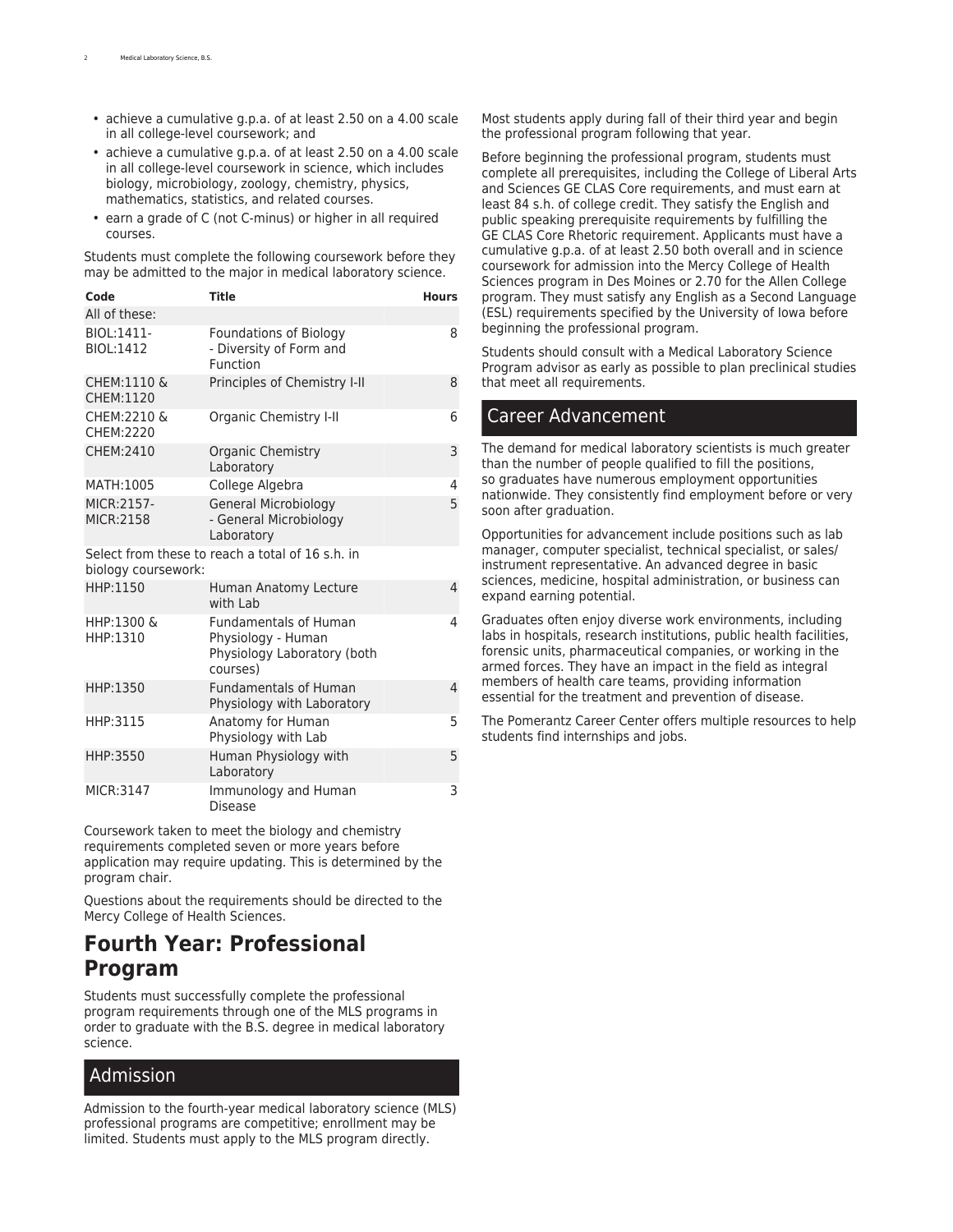- achieve a cumulative g.p.a. of at least 2.50 on a 4.00 scale in all college-level coursework; and
- achieve a cumulative g.p.a. of at least 2.50 on a 4.00 scale in all college-level coursework in science, which includes biology, microbiology, zoology, chemistry, physics, mathematics, statistics, and related courses.
- earn a grade of C (not C-minus) or higher in all required courses.

Students must complete the following coursework before they may be admitted to the major in medical laboratory science.

| Code | Title | Hours |
| --- | --- | --- |
| All of these: | | |
| BIOL:1411-BIOL:1412 | Foundations of Biology - Diversity of Form and Function | 8 |
| CHEM:1110 & CHEM:1120 | Principles of Chemistry I-II | 8 |
| CHEM:2210 & CHEM:2220 | Organic Chemistry I-II | 6 |
| CHEM:2410 | Organic Chemistry Laboratory | 3 |
| MATH:1005 | College Algebra | 4 |
| MICR:2157-MICR:2158 | General Microbiology - General Microbiology Laboratory | 5 |
| Select from these to reach a total of 16 s.h. in biology coursework: | | |
| HHP:1150 | Human Anatomy Lecture with Lab | 4 |
| HHP:1300 & HHP:1310 | Fundamentals of Human Physiology - Human Physiology Laboratory (both courses) | 4 |
| HHP:1350 | Fundamentals of Human Physiology with Laboratory | 4 |
| HHP:3115 | Anatomy for Human Physiology with Lab | 5 |
| HHP:3550 | Human Physiology with Laboratory | 5 |
| MICR:3147 | Immunology and Human Disease | 3 |

Coursework taken to meet the biology and chemistry requirements completed seven or more years before application may require updating. This is determined by the program chair.

Questions about the requirements should be directed to the Mercy College of Health Sciences.

# Fourth Year: Professional Program

Students must successfully complete the professional program requirements through one of the MLS programs in order to graduate with the B.S. degree in medical laboratory science.

## Admission

Admission to the fourth-year medical laboratory science (MLS) professional programs are competitive; enrollment may be limited. Students must apply to the MLS program directly.

Most students apply during fall of their third year and begin the professional program following that year.

Before beginning the professional program, students must complete all prerequisites, including the College of Liberal Arts and Sciences GE CLAS Core requirements, and must earn at least 84 s.h. of college credit. They satisfy the English and public speaking prerequisite requirements by fulfilling the GE CLAS Core Rhetoric requirement. Applicants must have a cumulative g.p.a. of at least 2.50 both overall and in science coursework for admission into the Mercy College of Health Sciences program in Des Moines or 2.70 for the Allen College program. They must satisfy any English as a Second Language (ESL) requirements specified by the University of Iowa before beginning the professional program.

Students should consult with a Medical Laboratory Science Program advisor as early as possible to plan preclinical studies that meet all requirements.

## Career Advancement

The demand for medical laboratory scientists is much greater than the number of people qualified to fill the positions, so graduates have numerous employment opportunities nationwide. They consistently find employment before or very soon after graduation.

Opportunities for advancement include positions such as lab manager, computer specialist, technical specialist, or sales/instrument representative. An advanced degree in basic sciences, medicine, hospital administration, or business can expand earning potential.

Graduates often enjoy diverse work environments, including labs in hospitals, research institutions, public health facilities, forensic units, pharmaceutical companies, or working in the armed forces. They have an impact in the field as integral members of health care teams, providing information essential for the treatment and prevention of disease.

The Pomerantz Career Center offers multiple resources to help students find internships and jobs.